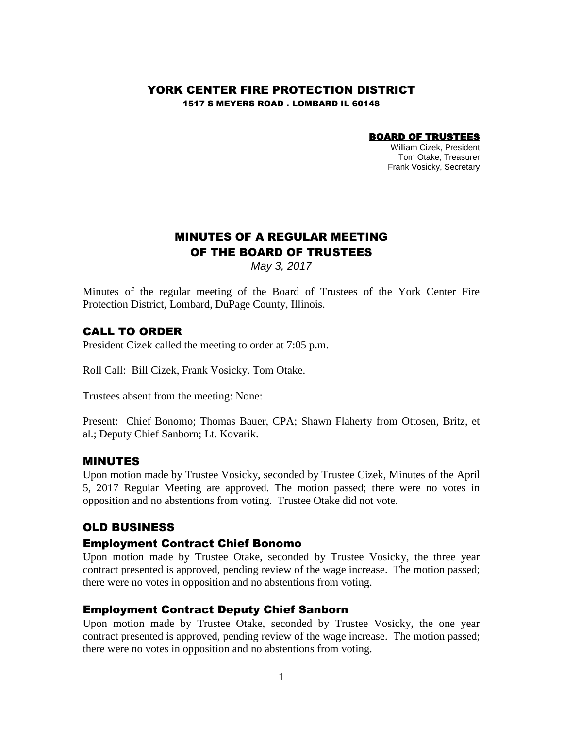# YORK CENTER FIRE PROTECTION DISTRICT

**1517 S MEYERS ROAD . LOMBARD IL 60148**

**BOARD OF TRUSTEES**
William Cizek, President
Tom Otake, Treasurer
Frank Vosicky, Secretary

## MINUTES OF A REGULAR MEETING OF THE BOARD OF TRUSTEES

*May 3, 2017*

Minutes of the regular meeting of the Board of Trustees of the York Center Fire Protection District, Lombard, DuPage County, Illinois.

### CALL TO ORDER

President Cizek called the meeting to order at 7:05 p.m.

Roll Call: Bill Cizek, Frank Vosicky. Tom Otake.

Trustees absent from the meeting: None:

Present: Chief Bonomo; Thomas Bauer, CPA; Shawn Flaherty from Ottosen, Britz, et al.; Deputy Chief Sanborn; Lt. Kovarik.

### MINUTES

Upon motion made by Trustee Vosicky, seconded by Trustee Cizek, Minutes of the April 5, 2017 Regular Meeting are approved. The motion passed; there were no votes in opposition and no abstentions from voting. Trustee Otake did not vote.

### OLD BUSINESS

#### Employment Contract Chief Bonomo

Upon motion made by Trustee Otake, seconded by Trustee Vosicky, the three year contract presented is approved, pending review of the wage increase. The motion passed; there were no votes in opposition and no abstentions from voting.

#### Employment Contract Deputy Chief Sanborn

Upon motion made by Trustee Otake, seconded by Trustee Vosicky, the one year contract presented is approved, pending review of the wage increase. The motion passed; there were no votes in opposition and no abstentions from voting.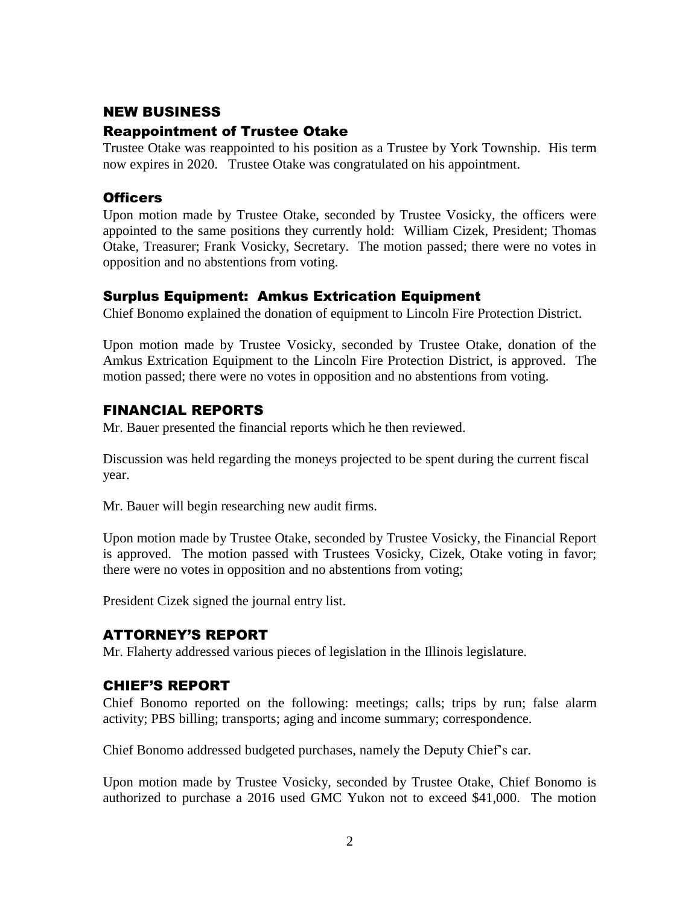## NEW BUSINESS

### Reappointment of Trustee Otake

Trustee Otake was reappointed to his position as a Trustee by York Township. His term now expires in 2020. Trustee Otake was congratulated on his appointment.

### Officers

Upon motion made by Trustee Otake, seconded by Trustee Vosicky, the officers were appointed to the same positions they currently hold: William Cizek, President; Thomas Otake, Treasurer; Frank Vosicky, Secretary. The motion passed; there were no votes in opposition and no abstentions from voting.

### Surplus Equipment: Amkus Extrication Equipment

Chief Bonomo explained the donation of equipment to Lincoln Fire Protection District.

Upon motion made by Trustee Vosicky, seconded by Trustee Otake, donation of the Amkus Extrication Equipment to the Lincoln Fire Protection District, is approved. The motion passed; there were no votes in opposition and no abstentions from voting.

## FINANCIAL REPORTS

Mr. Bauer presented the financial reports which he then reviewed.

Discussion was held regarding the moneys projected to be spent during the current fiscal year.

Mr. Bauer will begin researching new audit firms.

Upon motion made by Trustee Otake, seconded by Trustee Vosicky, the Financial Report is approved. The motion passed with Trustees Vosicky, Cizek, Otake voting in favor; there were no votes in opposition and no abstentions from voting;

President Cizek signed the journal entry list.

## ATTORNEY'S REPORT

Mr. Flaherty addressed various pieces of legislation in the Illinois legislature.

## CHIEF'S REPORT

Chief Bonomo reported on the following: meetings; calls; trips by run; false alarm activity; PBS billing; transports; aging and income summary; correspondence.

Chief Bonomo addressed budgeted purchases, namely the Deputy Chief's car.

Upon motion made by Trustee Vosicky, seconded by Trustee Otake, Chief Bonomo is authorized to purchase a 2016 used GMC Yukon not to exceed $41,000. The motion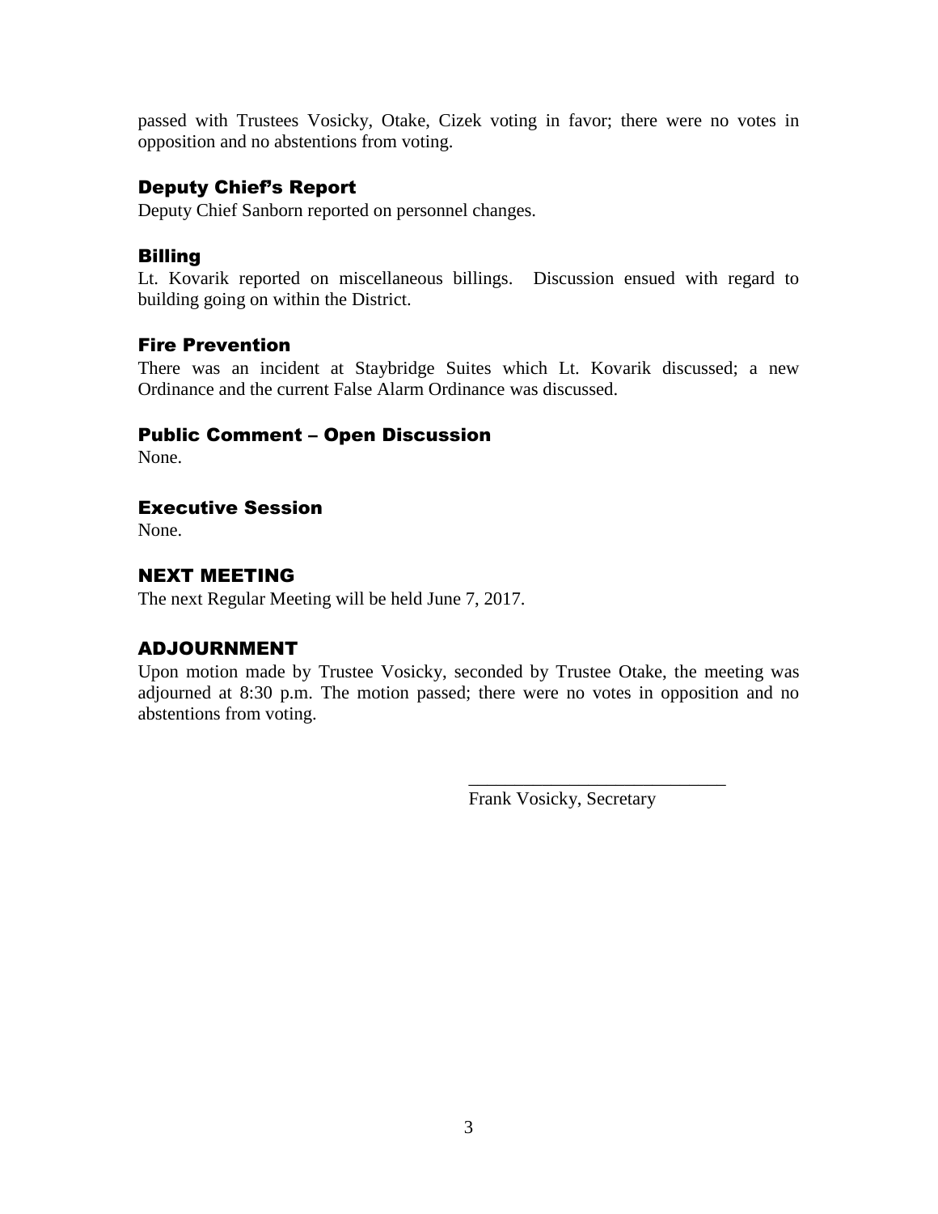passed with Trustees Vosicky, Otake, Cizek voting in favor; there were no votes in opposition and no abstentions from voting.

### Deputy Chief's Report

Deputy Chief Sanborn reported on personnel changes.

### Billing

Lt. Kovarik reported on miscellaneous billings. Discussion ensued with regard to building going on within the District.

### Fire Prevention

There was an incident at Staybridge Suites which Lt. Kovarik discussed; a new Ordinance and the current False Alarm Ordinance was discussed.

### Public Comment – Open Discussion

None.

### Executive Session

None.

### NEXT MEETING

The next Regular Meeting will be held June 7, 2017.

### ADJOURNMENT

Upon motion made by Trustee Vosicky, seconded by Trustee Otake, the meeting was adjourned at 8:30 p.m. The motion passed; there were no votes in opposition and no abstentions from voting.

\_\_\_\_\_\_\_\_\_\_\_\_\_\_\_\_\_\_\_\_\_\_\_\_\_\_\_\_\_\_

Frank Vosicky, Secretary